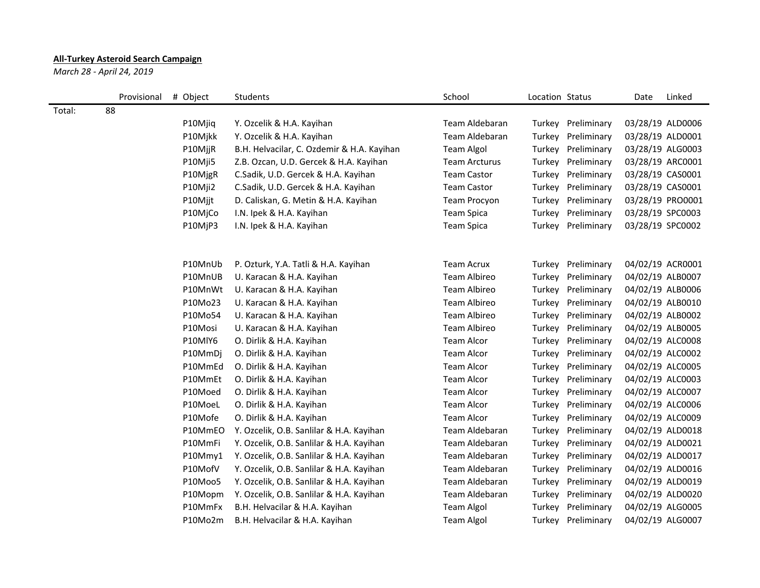**All-Turkey Asteroid Search Campaign**

*March 28 - April 24, 2019*

| | Provisional | # Object | Students | School | Location | Status | Date | Linked |
|---|---|---|---|---|---|---|---|---|
| Total: | 88 | | | | | | | |
| | | P10Mjiq | Y. Ozcelik & H.A. Kayihan | Team Aldebaran | Turkey | Preliminary | 03/28/19 | ALD0006 |
| | | P10Mjkk | Y. Ozcelik & H.A. Kayihan | Team Aldebaran | Turkey | Preliminary | 03/28/19 | ALD0001 |
| | | P10MjjR | B.H. Helvacilar, C. Ozdemir & H.A. Kayihan | Team Algol | Turkey | Preliminary | 03/28/19 | ALG0003 |
| | | P10Mji5 | Z.B. Ozcan, U.D. Gercek & H.A. Kayihan | Team Arcturus | Turkey | Preliminary | 03/28/19 | ARC0001 |
| | | P10MjgR | C.Sadik, U.D. Gercek & H.A. Kayihan | Team Castor | Turkey | Preliminary | 03/28/19 | CAS0001 |
| | | P10Mji2 | C.Sadik, U.D. Gercek & H.A. Kayihan | Team Castor | Turkey | Preliminary | 03/28/19 | CAS0001 |
| | | P10Mjjt | D. Caliskan, G. Metin & H.A. Kayihan | Team Procyon | Turkey | Preliminary | 03/28/19 | PRO0001 |
| | | P10MjCo | I.N. Ipek & H.A. Kayihan | Team Spica | Turkey | Preliminary | 03/28/19 | SPC0003 |
| | | P10MjP3 | I.N. Ipek & H.A. Kayihan | Team Spica | Turkey | Preliminary | 03/28/19 | SPC0002 |
| | | | | | | | | |
| | | P10MnUb | P. Ozturk, Y.A. Tatli & H.A. Kayihan | Team Acrux | Turkey | Preliminary | 04/02/19 | ACR0001 |
| | | P10MnUB | U. Karacan & H.A. Kayihan | Team Albireo | Turkey | Preliminary | 04/02/19 | ALB0007 |
| | | P10MnWt | U. Karacan & H.A. Kayihan | Team Albireo | Turkey | Preliminary | 04/02/19 | ALB0006 |
| | | P10Mo23 | U. Karacan & H.A. Kayihan | Team Albireo | Turkey | Preliminary | 04/02/19 | ALB0010 |
| | | P10Mo54 | U. Karacan & H.A. Kayihan | Team Albireo | Turkey | Preliminary | 04/02/19 | ALB0002 |
| | | P10Mosi | U. Karacan & H.A. Kayihan | Team Albireo | Turkey | Preliminary | 04/02/19 | ALB0005 |
| | | P10MlY6 | O. Dirlik & H.A. Kayihan | Team Alcor | Turkey | Preliminary | 04/02/19 | ALC0008 |
| | | P10MmDj | O. Dirlik & H.A. Kayihan | Team Alcor | Turkey | Preliminary | 04/02/19 | ALC0002 |
| | | P10MmEd | O. Dirlik & H.A. Kayihan | Team Alcor | Turkey | Preliminary | 04/02/19 | ALC0005 |
| | | P10MmEt | O. Dirlik & H.A. Kayihan | Team Alcor | Turkey | Preliminary | 04/02/19 | ALC0003 |
| | | P10Moed | O. Dirlik & H.A. Kayihan | Team Alcor | Turkey | Preliminary | 04/02/19 | ALC0007 |
| | | P10MoeL | O. Dirlik & H.A. Kayihan | Team Alcor | Turkey | Preliminary | 04/02/19 | ALC0006 |
| | | P10Mofe | O. Dirlik & H.A. Kayihan | Team Alcor | Turkey | Preliminary | 04/02/19 | ALC0009 |
| | | P10MmEO | Y. Ozcelik, O.B. Sanlilar & H.A. Kayihan | Team Aldebaran | Turkey | Preliminary | 04/02/19 | ALD0018 |
| | | P10MmFi | Y. Ozcelik, O.B. Sanlilar & H.A. Kayihan | Team Aldebaran | Turkey | Preliminary | 04/02/19 | ALD0021 |
| | | P10Mmy1 | Y. Ozcelik, O.B. Sanlilar & H.A. Kayihan | Team Aldebaran | Turkey | Preliminary | 04/02/19 | ALD0017 |
| | | P10MofV | Y. Ozcelik, O.B. Sanlilar & H.A. Kayihan | Team Aldebaran | Turkey | Preliminary | 04/02/19 | ALD0016 |
| | | P10Moo5 | Y. Ozcelik, O.B. Sanlilar & H.A. Kayihan | Team Aldebaran | Turkey | Preliminary | 04/02/19 | ALD0019 |
| | | P10Mopm | Y. Ozcelik, O.B. Sanlilar & H.A. Kayihan | Team Aldebaran | Turkey | Preliminary | 04/02/19 | ALD0020 |
| | | P10MmFx | B.H. Helvacilar & H.A. Kayihan | Team Algol | Turkey | Preliminary | 04/02/19 | ALG0005 |
| | | P10Mo2m | B.H. Helvacilar & H.A. Kayihan | Team Algol | Turkey | Preliminary | 04/02/19 | ALG0007 |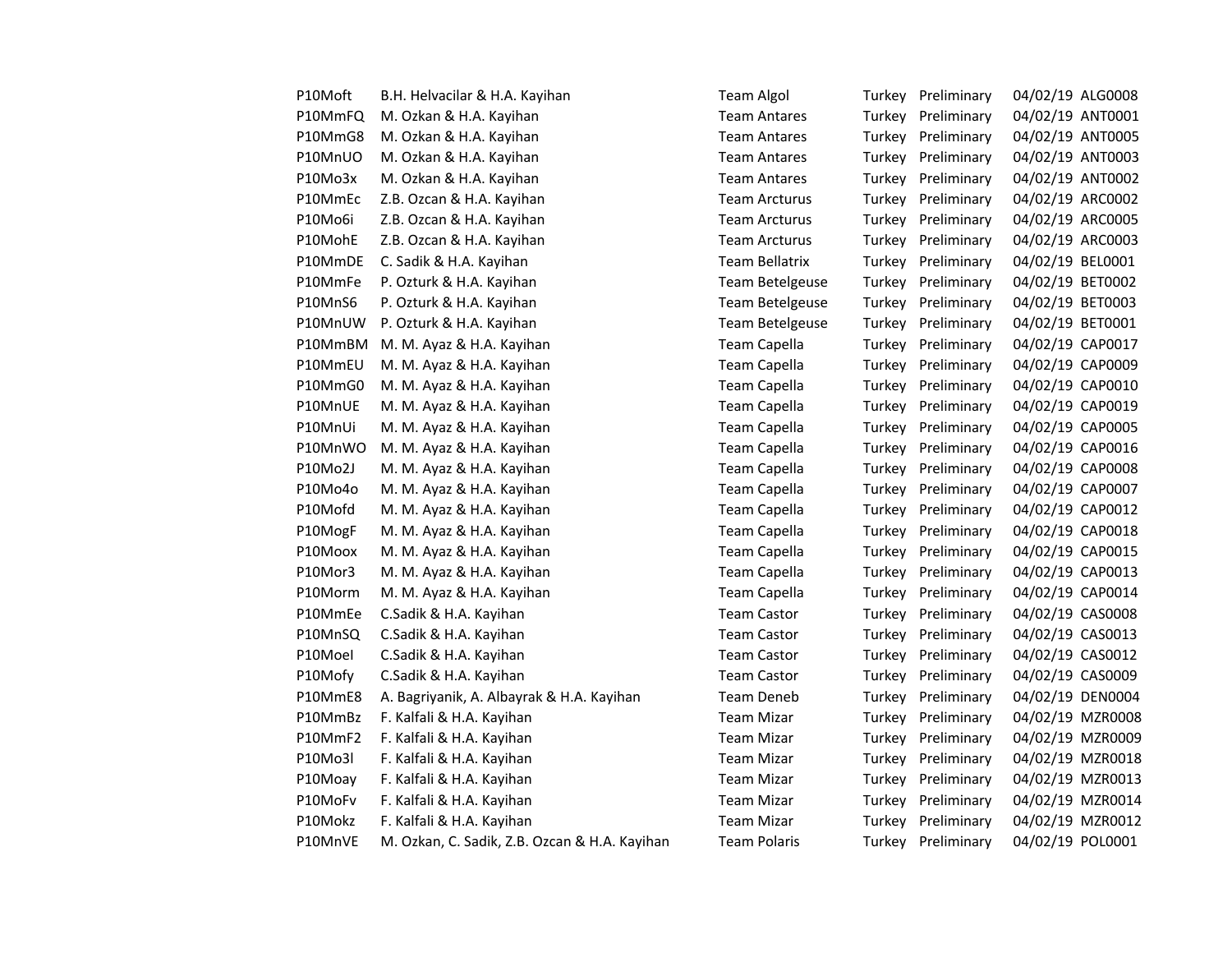| | | | | | | |
|---|---|---|---|---|---|---|
| P10Moft | B.H. Helvacilar & H.A. Kayihan | Team Algol | Turkey | Preliminary | 04/02/19 | ALG0008 |
| P10MmFQ | M. Ozkan & H.A. Kayihan | Team Antares | Turkey | Preliminary | 04/02/19 | ANT0001 |
| P10MmG8 | M. Ozkan & H.A. Kayihan | Team Antares | Turkey | Preliminary | 04/02/19 | ANT0005 |
| P10MnUO | M. Ozkan & H.A. Kayihan | Team Antares | Turkey | Preliminary | 04/02/19 | ANT0003 |
| P10Mo3x | M. Ozkan & H.A. Kayihan | Team Antares | Turkey | Preliminary | 04/02/19 | ANT0002 |
| P10MmEc | Z.B. Ozcan & H.A. Kayihan | Team Arcturus | Turkey | Preliminary | 04/02/19 | ARC0002 |
| P10Mo6i | Z.B. Ozcan & H.A. Kayihan | Team Arcturus | Turkey | Preliminary | 04/02/19 | ARC0005 |
| P10MohE | Z.B. Ozcan & H.A. Kayihan | Team Arcturus | Turkey | Preliminary | 04/02/19 | ARC0003 |
| P10MmDE | C. Sadik & H.A. Kayihan | Team Bellatrix | Turkey | Preliminary | 04/02/19 | BEL0001 |
| P10MmFe | P. Ozturk & H.A. Kayihan | Team Betelgeuse | Turkey | Preliminary | 04/02/19 | BET0002 |
| P10MnS6 | P. Ozturk & H.A. Kayihan | Team Betelgeuse | Turkey | Preliminary | 04/02/19 | BET0003 |
| P10MnUW | P. Ozturk & H.A. Kayihan | Team Betelgeuse | Turkey | Preliminary | 04/02/19 | BET0001 |
| P10MmBM | M. M. Ayaz & H.A. Kayihan | Team Capella | Turkey | Preliminary | 04/02/19 | CAP0017 |
| P10MmEU | M. M. Ayaz & H.A. Kayihan | Team Capella | Turkey | Preliminary | 04/02/19 | CAP0009 |
| P10MmG0 | M. M. Ayaz & H.A. Kayihan | Team Capella | Turkey | Preliminary | 04/02/19 | CAP0010 |
| P10MnUE | M. M. Ayaz & H.A. Kayihan | Team Capella | Turkey | Preliminary | 04/02/19 | CAP0019 |
| P10MnUi | M. M. Ayaz & H.A. Kayihan | Team Capella | Turkey | Preliminary | 04/02/19 | CAP0005 |
| P10MnWO | M. M. Ayaz & H.A. Kayihan | Team Capella | Turkey | Preliminary | 04/02/19 | CAP0016 |
| P10Mo2J | M. M. Ayaz & H.A. Kayihan | Team Capella | Turkey | Preliminary | 04/02/19 | CAP0008 |
| P10Mo4o | M. M. Ayaz & H.A. Kayihan | Team Capella | Turkey | Preliminary | 04/02/19 | CAP0007 |
| P10Mofd | M. M. Ayaz & H.A. Kayihan | Team Capella | Turkey | Preliminary | 04/02/19 | CAP0012 |
| P10MogF | M. M. Ayaz & H.A. Kayihan | Team Capella | Turkey | Preliminary | 04/02/19 | CAP0018 |
| P10Moox | M. M. Ayaz & H.A. Kayihan | Team Capella | Turkey | Preliminary | 04/02/19 | CAP0015 |
| P10Mor3 | M. M. Ayaz & H.A. Kayihan | Team Capella | Turkey | Preliminary | 04/02/19 | CAP0013 |
| P10Morm | M. M. Ayaz & H.A. Kayihan | Team Capella | Turkey | Preliminary | 04/02/19 | CAP0014 |
| P10MmEe | C.Sadik & H.A. Kayihan | Team Castor | Turkey | Preliminary | 04/02/19 | CAS0008 |
| P10MnSQ | C.Sadik & H.A. Kayihan | Team Castor | Turkey | Preliminary | 04/02/19 | CAS0013 |
| P10MoeI | C.Sadik & H.A. Kayihan | Team Castor | Turkey | Preliminary | 04/02/19 | CAS0012 |
| P10Mofy | C.Sadik & H.A. Kayihan | Team Castor | Turkey | Preliminary | 04/02/19 | CAS0009 |
| P10MmE8 | A. Bagriyanik, A. Albayrak & H.A. Kayihan | Team Deneb | Turkey | Preliminary | 04/02/19 | DEN0004 |
| P10MmBz | F. Kalfali & H.A. Kayihan | Team Mizar | Turkey | Preliminary | 04/02/19 | MZR0008 |
| P10MmF2 | F. Kalfali & H.A. Kayihan | Team Mizar | Turkey | Preliminary | 04/02/19 | MZR0009 |
| P10Mo3l | F. Kalfali & H.A. Kayihan | Team Mizar | Turkey | Preliminary | 04/02/19 | MZR0018 |
| P10Moay | F. Kalfali & H.A. Kayihan | Team Mizar | Turkey | Preliminary | 04/02/19 | MZR0013 |
| P10MoFv | F. Kalfali & H.A. Kayihan | Team Mizar | Turkey | Preliminary | 04/02/19 | MZR0014 |
| P10Mokz | F. Kalfali & H.A. Kayihan | Team Mizar | Turkey | Preliminary | 04/02/19 | MZR0012 |
| P10MnVE | M. Ozkan, C. Sadik, Z.B. Ozcan & H.A. Kayihan | Team Polaris | Turkey | Preliminary | 04/02/19 | POL0001 |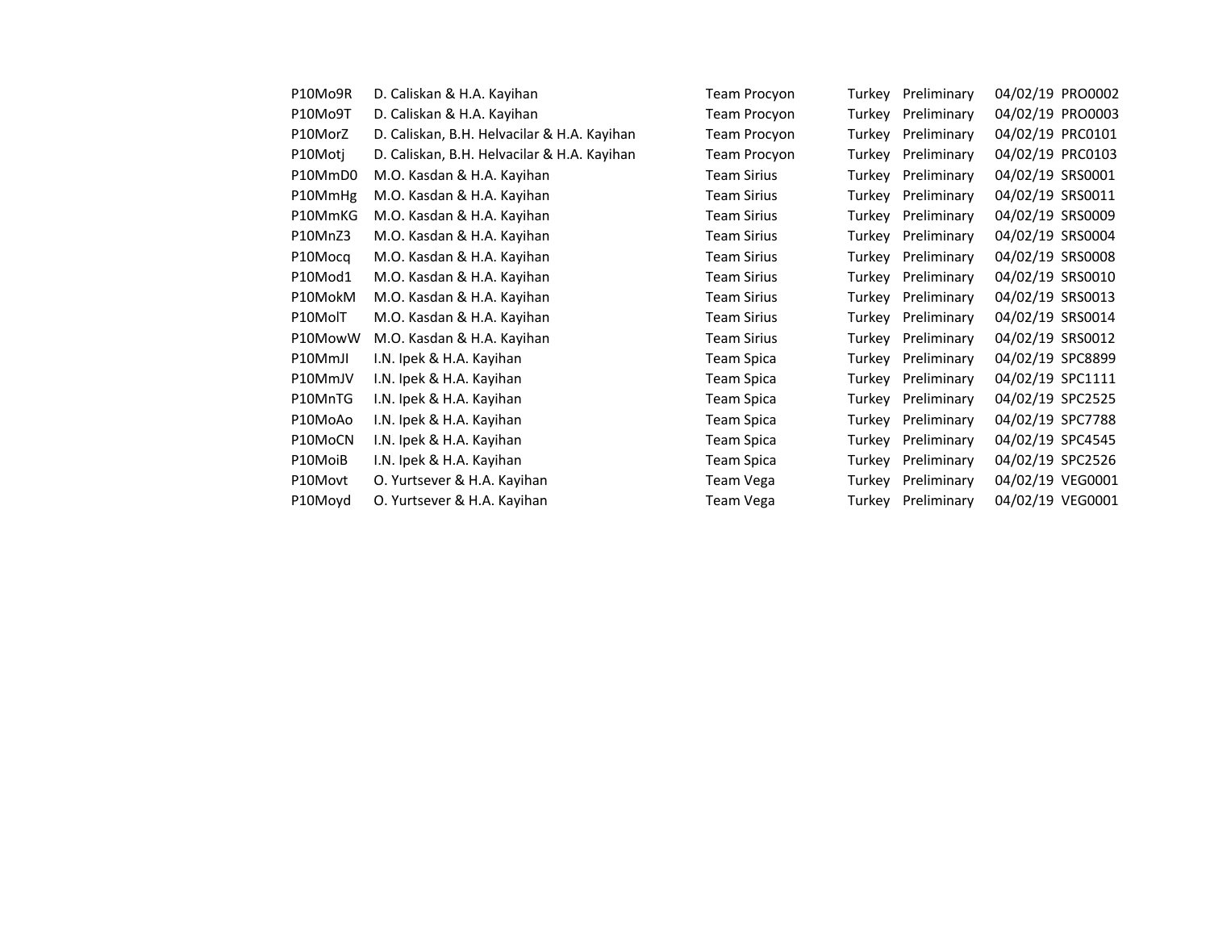| | | | | | | |
|---|---|---|---|---|---|---|
| P10Mo9R | D. Caliskan & H.A. Kayihan | Team Procyon | Turkey | Preliminary | 04/02/19 | PRO0002 |
| P10Mo9T | D. Caliskan & H.A. Kayihan | Team Procyon | Turkey | Preliminary | 04/02/19 | PRO0003 |
| P10MorZ | D. Caliskan, B.H. Helvacilar & H.A. Kayihan | Team Procyon | Turkey | Preliminary | 04/02/19 | PRC0101 |
| P10Motj | D. Caliskan, B.H. Helvacilar & H.A. Kayihan | Team Procyon | Turkey | Preliminary | 04/02/19 | PRC0103 |
| P10MmD0 | M.O. Kasdan & H.A. Kayihan | Team Sirius | Turkey | Preliminary | 04/02/19 | SRS0001 |
| P10MmHg | M.O. Kasdan & H.A. Kayihan | Team Sirius | Turkey | Preliminary | 04/02/19 | SRS0011 |
| P10MmKG | M.O. Kasdan & H.A. Kayihan | Team Sirius | Turkey | Preliminary | 04/02/19 | SRS0009 |
| P10MnZ3 | M.O. Kasdan & H.A. Kayihan | Team Sirius | Turkey | Preliminary | 04/02/19 | SRS0004 |
| P10Mocq | M.O. Kasdan & H.A. Kayihan | Team Sirius | Turkey | Preliminary | 04/02/19 | SRS0008 |
| P10Mod1 | M.O. Kasdan & H.A. Kayihan | Team Sirius | Turkey | Preliminary | 04/02/19 | SRS0010 |
| P10MokM | M.O. Kasdan & H.A. Kayihan | Team Sirius | Turkey | Preliminary | 04/02/19 | SRS0013 |
| P10MolT | M.O. Kasdan & H.A. Kayihan | Team Sirius | Turkey | Preliminary | 04/02/19 | SRS0014 |
| P10MowW | M.O. Kasdan & H.A. Kayihan | Team Sirius | Turkey | Preliminary | 04/02/19 | SRS0012 |
| P10MmJI | I.N. Ipek & H.A. Kayihan | Team Spica | Turkey | Preliminary | 04/02/19 | SPC8899 |
| P10MmJV | I.N. Ipek & H.A. Kayihan | Team Spica | Turkey | Preliminary | 04/02/19 | SPC1111 |
| P10MnTG | I.N. Ipek & H.A. Kayihan | Team Spica | Turkey | Preliminary | 04/02/19 | SPC2525 |
| P10MoAo | I.N. Ipek & H.A. Kayihan | Team Spica | Turkey | Preliminary | 04/02/19 | SPC7788 |
| P10MoCN | I.N. Ipek & H.A. Kayihan | Team Spica | Turkey | Preliminary | 04/02/19 | SPC4545 |
| P10MoiB | I.N. Ipek & H.A. Kayihan | Team Spica | Turkey | Preliminary | 04/02/19 | SPC2526 |
| P10Movt | O. Yurtsever & H.A. Kayihan | Team Vega | Turkey | Preliminary | 04/02/19 | VEG0001 |
| P10Moyd | O. Yurtsever & H.A. Kayihan | Team Vega | Turkey | Preliminary | 04/02/19 | VEG0001 |